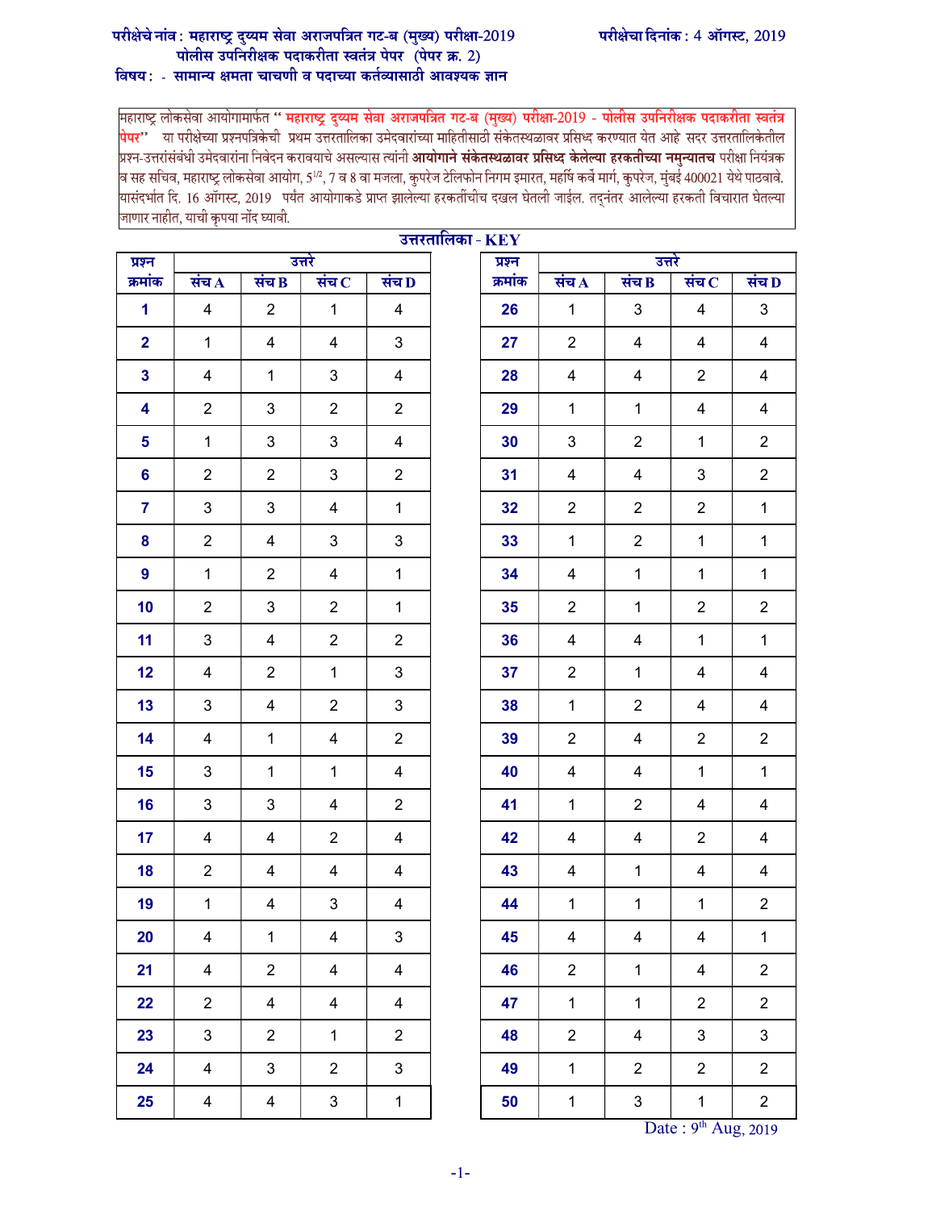**परीक्षेचे नांव : महाराष्ट्र दुय्यम सेवा अराजपत्रित गट-ब (मुख्य) परीक्षा-2019**
**पोलीस उपनिरीक्षक पदाकरीता स्वतंत्र पेपर (पेपर क्र. 2)**
**विषय : - सामान्य क्षमता चाचणी व पदाच्या कर्तव्यासाठी आवश्यक ज्ञान**

**परीक्षेचा दिनांक : 4 ऑगस्ट, 2019**

महाराष्ट्र लोकसेवा आयोगामार्फत " **महाराष्ट्र दुय्यम सेवा अराजपत्रित गट-ब (मुख्य) परीक्षा-2019 - पोलीस उपनिरीक्षक पदाकरीता स्वतंत्र पेपर"** या परीक्षेच्या प्रश्नपत्रिकेची प्रथम उत्तरतालिका उमेदवारांच्या माहितीसाठी संकेतस्थळावर प्रसिध्द करण्यात येत आहे सदर उत्तरतालिकेतील प्रश्न-उत्तरांसंबंधी उमेदवारांना निवेदन करावयाचे असल्यास त्यांनी **आयोगाने संकेतस्थळावर प्रसिध्द केलेल्या हरकतीच्या नमुन्यातच** परीक्षा नियंत्रक व सह सचिव, महाराष्ट्र लोकसेवा आयोग, 5½, 7 व 8 वा मजला, कुपरेज टेलिफोन निगम इमारत, महर्षि कर्वे मार्ग, कुपरेज, मुंबई 400021 येथे पाठवावे. यासंदर्भात दि. 16 ऑगस्ट, 2019 पर्यंत आयोगाकडे प्राप्त झालेल्या हरकतींचीच दखल घेतली जाईल. तद्नंतर आलेल्या हरकती विचारात घेतल्या जाणार नाहीत, याची कृपया नोंद घ्यावी.

## उत्तरतालिका - KEY

| प्रश्न क्रमांक | उत्तरे संच A | संच B | संच C | संच D |
|---|---|---|---|---|
| 1 | 4 | 2 | 1 | 4 |
| 2 | 1 | 4 | 4 | 3 |
| 3 | 4 | 1 | 3 | 4 |
| 4 | 2 | 3 | 2 | 2 |
| 5 | 1 | 3 | 3 | 4 |
| 6 | 2 | 2 | 3 | 2 |
| 7 | 3 | 3 | 4 | 1 |
| 8 | 2 | 4 | 3 | 3 |
| 9 | 1 | 2 | 4 | 1 |
| 10 | 2 | 3 | 2 | 1 |
| 11 | 3 | 4 | 2 | 2 |
| 12 | 4 | 2 | 1 | 3 |
| 13 | 3 | 4 | 2 | 3 |
| 14 | 4 | 1 | 4 | 2 |
| 15 | 3 | 1 | 1 | 4 |
| 16 | 3 | 3 | 4 | 2 |
| 17 | 4 | 4 | 2 | 4 |
| 18 | 2 | 4 | 4 | 4 |
| 19 | 1 | 4 | 3 | 4 |
| 20 | 4 | 1 | 4 | 3 |
| 21 | 4 | 2 | 4 | 4 |
| 22 | 2 | 4 | 4 | 4 |
| 23 | 3 | 2 | 1 | 2 |
| 24 | 4 | 3 | 2 | 3 |
| 25 | 4 | 4 | 3 | 1 |
| 26 | 1 | 3 | 4 | 3 |
| 27 | 2 | 4 | 4 | 4 |
| 28 | 4 | 4 | 2 | 4 |
| 29 | 1 | 1 | 4 | 4 |
| 30 | 3 | 2 | 1 | 2 |
| 31 | 4 | 4 | 3 | 2 |
| 32 | 2 | 2 | 2 | 1 |
| 33 | 1 | 2 | 1 | 1 |
| 34 | 4 | 1 | 1 | 1 |
| 35 | 2 | 1 | 2 | 2 |
| 36 | 4 | 4 | 1 | 1 |
| 37 | 2 | 1 | 4 | 4 |
| 38 | 1 | 2 | 4 | 4 |
| 39 | 2 | 4 | 2 | 2 |
| 40 | 4 | 4 | 1 | 1 |
| 41 | 1 | 2 | 4 | 4 |
| 42 | 4 | 4 | 2 | 4 |
| 43 | 4 | 1 | 4 | 4 |
| 44 | 1 | 1 | 1 | 2 |
| 45 | 4 | 4 | 4 | 1 |
| 46 | 2 | 1 | 4 | 2 |
| 47 | 1 | 1 | 2 | 2 |
| 48 | 2 | 4 | 3 | 3 |
| 49 | 1 | 2 | 2 | 2 |
| 50 | 1 | 3 | 1 | 2 |

Date : 9th Aug, 2019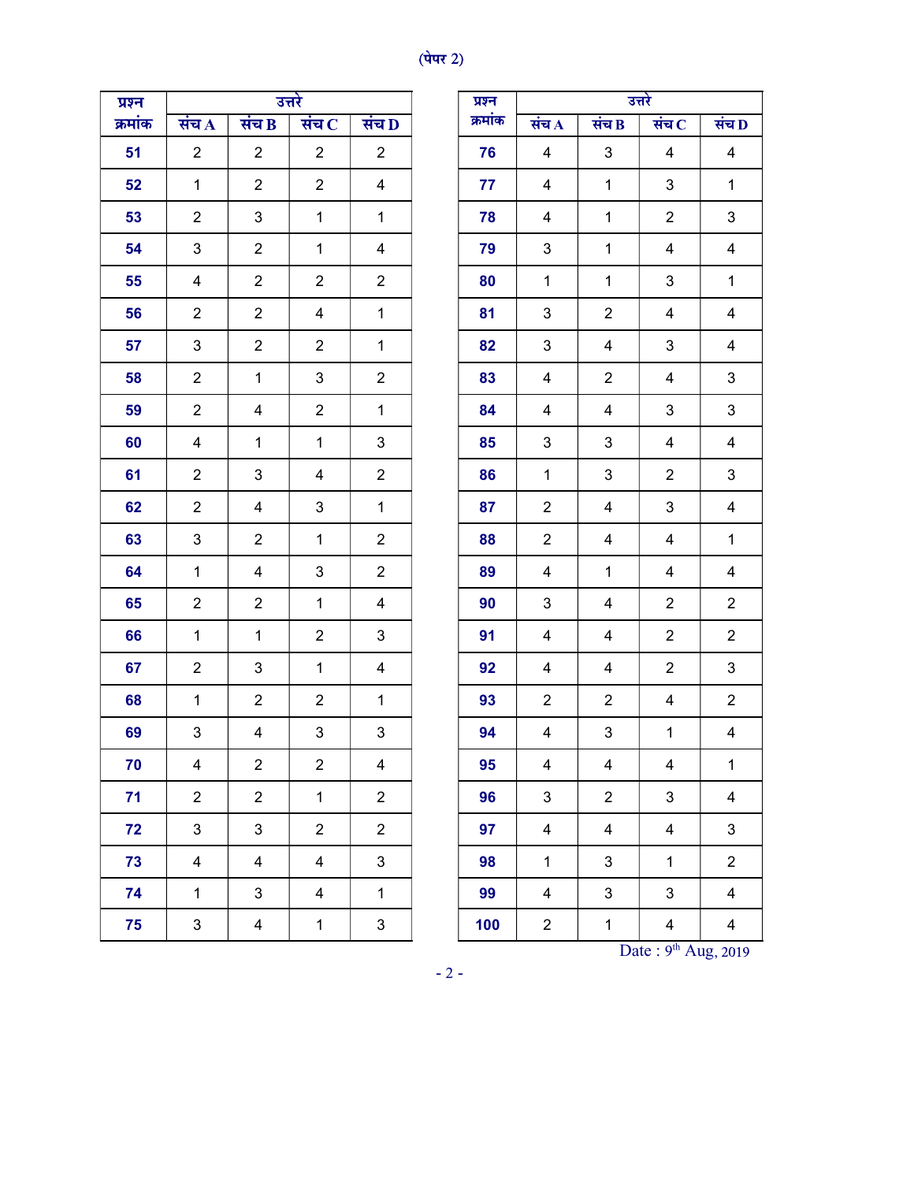(पेपर 2)

| प्रश्न क्रमांक | उत्तरे | | | |
|---|---|---|---|---|
| | संच A | संच B | संच C | संच D |
| 51 | 2 | 2 | 2 | 2 |
| 52 | 1 | 2 | 2 | 4 |
| 53 | 2 | 3 | 1 | 1 |
| 54 | 3 | 2 | 1 | 4 |
| 55 | 4 | 2 | 2 | 2 |
| 56 | 2 | 2 | 4 | 1 |
| 57 | 3 | 2 | 2 | 1 |
| 58 | 2 | 1 | 3 | 2 |
| 59 | 2 | 4 | 2 | 1 |
| 60 | 4 | 1 | 1 | 3 |
| 61 | 2 | 3 | 4 | 2 |
| 62 | 2 | 4 | 3 | 1 |
| 63 | 3 | 2 | 1 | 2 |
| 64 | 1 | 4 | 3 | 2 |
| 65 | 2 | 2 | 1 | 4 |
| 66 | 1 | 1 | 2 | 3 |
| 67 | 2 | 3 | 1 | 4 |
| 68 | 1 | 2 | 2 | 1 |
| 69 | 3 | 4 | 3 | 3 |
| 70 | 4 | 2 | 2 | 4 |
| 71 | 2 | 2 | 1 | 2 |
| 72 | 3 | 3 | 2 | 2 |
| 73 | 4 | 4 | 4 | 3 |
| 74 | 1 | 3 | 4 | 1 |
| 75 | 3 | 4 | 1 | 3 |

| प्रश्न क्रमांक | उत्तरे | | | |
|---|---|---|---|---|
| | संच A | संच B | संच C | संच D |
| 76 | 4 | 3 | 4 | 4 |
| 77 | 4 | 1 | 3 | 1 |
| 78 | 4 | 1 | 2 | 3 |
| 79 | 3 | 1 | 4 | 4 |
| 80 | 1 | 1 | 3 | 1 |
| 81 | 3 | 2 | 4 | 4 |
| 82 | 3 | 4 | 3 | 4 |
| 83 | 4 | 2 | 4 | 3 |
| 84 | 4 | 4 | 3 | 3 |
| 85 | 3 | 3 | 4 | 4 |
| 86 | 1 | 3 | 2 | 3 |
| 87 | 2 | 4 | 3 | 4 |
| 88 | 2 | 4 | 4 | 1 |
| 89 | 4 | 1 | 4 | 4 |
| 90 | 3 | 4 | 2 | 2 |
| 91 | 4 | 4 | 2 | 2 |
| 92 | 4 | 4 | 2 | 3 |
| 93 | 2 | 2 | 4 | 2 |
| 94 | 4 | 3 | 1 | 4 |
| 95 | 4 | 4 | 4 | 1 |
| 96 | 3 | 2 | 3 | 4 |
| 97 | 4 | 4 | 4 | 3 |
| 98 | 1 | 3 | 1 | 2 |
| 99 | 4 | 3 | 3 | 4 |
| 100 | 2 | 1 | 4 | 4 |

Date : 9th Aug, 2019